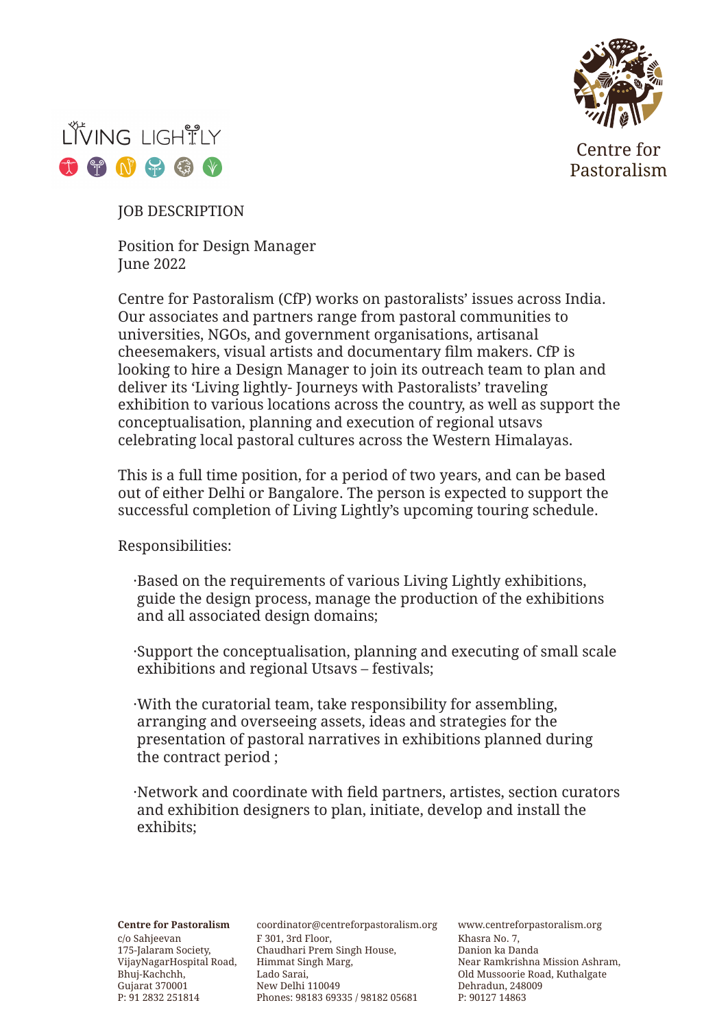LIVING LIGHTLY

Centre for Pastoralism

JOB DESCRIPTION

Position for Design Manager
June 2022

Centre for Pastoralism (CfP) works on pastoralists' issues across India. Our associates and partners range from pastoral communities to universities, NGOs, and government organisations, artisanal cheesemakers, visual artists and documentary film makers. CfP is looking to hire a Design Manager to join its outreach team to plan and deliver its 'Living lightly- Journeys with Pastoralists' traveling exhibition to various locations across the country, as well as support the conceptualisation, planning and execution of regional utsavs celebrating local pastoral cultures across the Western Himalayas.

This is a full time position, for a period of two years, and can be based out of either Delhi or Bangalore. The person is expected to support the successful completion of Living Lightly's upcoming touring schedule.

Responsibilities:

- Based on the requirements of various Living Lightly exhibitions, guide the design process, manage the production of the exhibitions and all associated design domains;

- Support the conceptualisation, planning and executing of small scale exhibitions and regional Utsavs – festivals;

- With the curatorial team, take responsibility for assembling, arranging and overseeing assets, ideas and strategies for the presentation of pastoral narratives in exhibitions planned during the contract period ;

- Network and coordinate with field partners, artistes, section curators and exhibition designers to plan, initiate, develop and install the exhibits;

**Centre for Pastoralism**
c/o Sahjeevan
175-Jalaram Society,
VijayNagarHospital Road,
Bhuj-Kachchh,
Gujarat 370001
P: 91 2832 251814

coordinator@centreforpastoralism.org
F 301, 3rd Floor,
Chaudhari Prem Singh House,
Himmat Singh Marg,
Lado Sarai,
New Delhi 110049
Phones: 98183 69335 / 98182 05681

www.centreforpastoralism.org
Khasra No. 7,
Danion ka Danda
Near Ramkrishna Mission Ashram,
Old Mussoorie Road, Kuthalgate
Dehradun, 248009
P: 90127 14863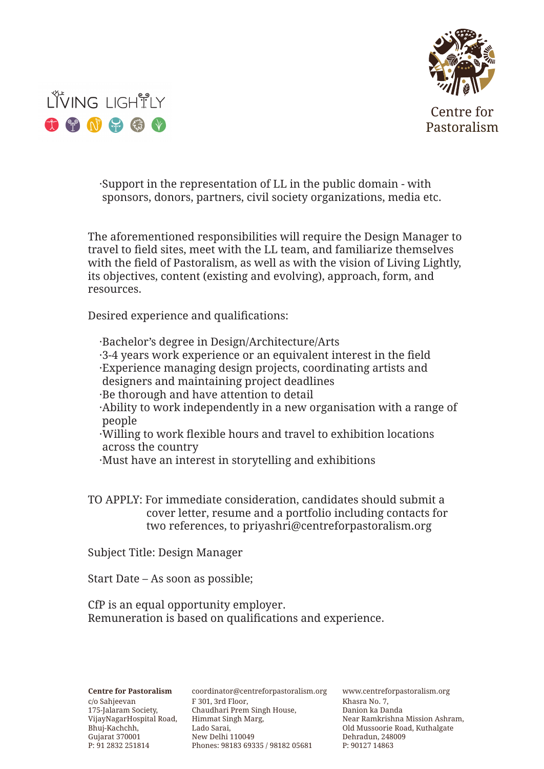LIVING LIGHTLY

Centre for Pastoralism

- Support in the representation of LL in the public domain - with sponsors, donors, partners, civil society organizations, media etc.

The aforementioned responsibilities will require the Design Manager to travel to field sites, meet with the LL team, and familiarize themselves with the field of Pastoralism, as well as with the vision of Living Lightly, its objectives, content (existing and evolving), approach, form, and resources.

Desired experience and qualifications:

- Bachelor's degree in Design/Architecture/Arts
- 3-4 years work experience or an equivalent interest in the field
- Experience managing design projects, coordinating artists and designers and maintaining project deadlines
- Be thorough and have attention to detail
- Ability to work independently in a new organisation with a range of people
- Willing to work flexible hours and travel to exhibition locations across the country
- Must have an interest in storytelling and exhibitions

TO APPLY: For immediate consideration, candidates should submit a cover letter, resume and a portfolio including contacts for two references, to priyashri@centreforpastoralism.org

Subject Title: Design Manager

Start Date – As soon as possible;

CfP is an equal opportunity employer.
Remuneration is based on qualifications and experience.

**Centre for Pastoralism**
c/o Sahjeevan
175-Jalaram Society,
VijayNagarHospital Road,
Bhuj-Kachchh,
Gujarat 370001
P: 91 2832 251814

coordinator@centreforpastoralism.org
F 301, 3rd Floor,
Chaudhari Prem Singh House,
Himmat Singh Marg,
Lado Sarai,
New Delhi 110049
Phones: 98183 69335 / 98182 05681

www.centreforpastoralism.org
Khasra No. 7,
Danion ka Danda
Near Ramkrishna Mission Ashram,
Old Mussoorie Road, Kuthalgate
Dehradun, 248009
P: 90127 14863